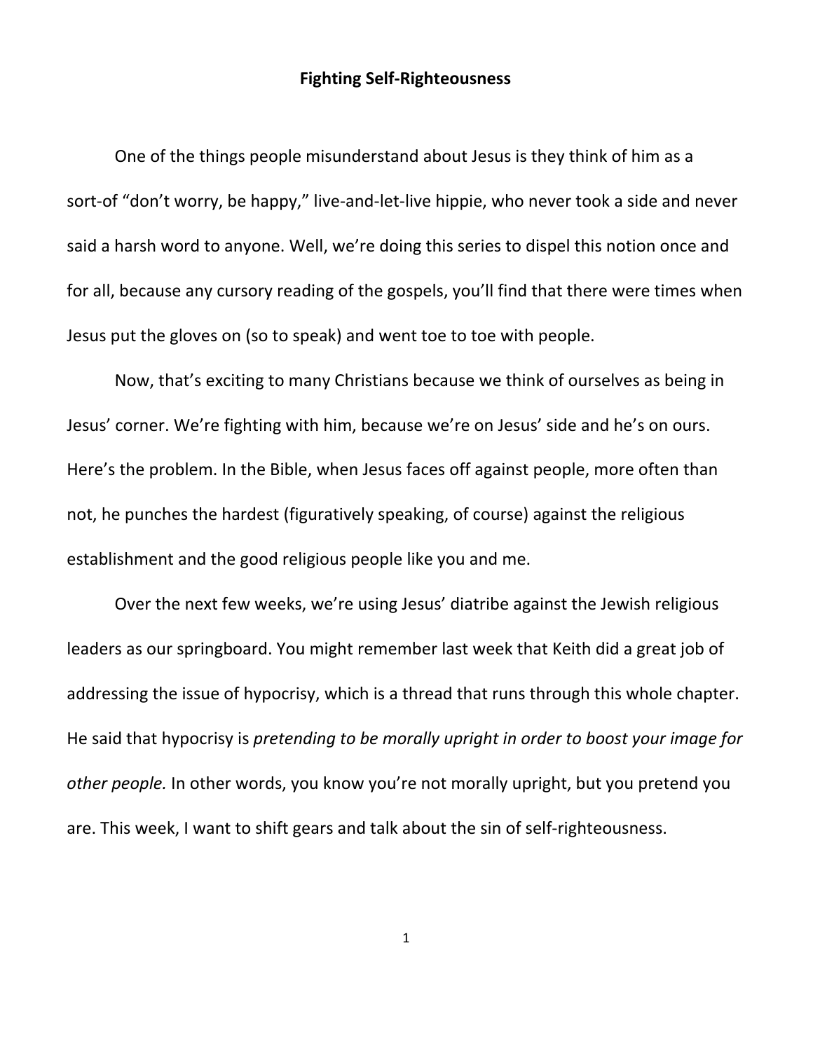# Fighting Self-Righteousness

One of the things people misunderstand about Jesus is they think of him as a sort-of "don't worry, be happy," live-and-let-live hippie, who never took a side and never said a harsh word to anyone. Well, we're doing this series to dispel this notion once and for all, because any cursory reading of the gospels, you'll find that there were times when Jesus put the gloves on (so to speak) and went toe to toe with people.

Now, that's exciting to many Christians because we think of ourselves as being in Jesus' corner. We're fighting with him, because we're on Jesus' side and he's on ours. Here's the problem. In the Bible, when Jesus faces off against people, more often than not, he punches the hardest (figuratively speaking, of course) against the religious establishment and the good religious people like you and me.

Over the next few weeks, we're using Jesus' diatribe against the Jewish religious leaders as our springboard. You might remember last week that Keith did a great job of addressing the issue of hypocrisy, which is a thread that runs through this whole chapter. He said that hypocrisy is *pretending to be morally upright in order to boost your image for other people.* In other words, you know you're not morally upright, but you pretend you are. This week, I want to shift gears and talk about the sin of self-righteousness.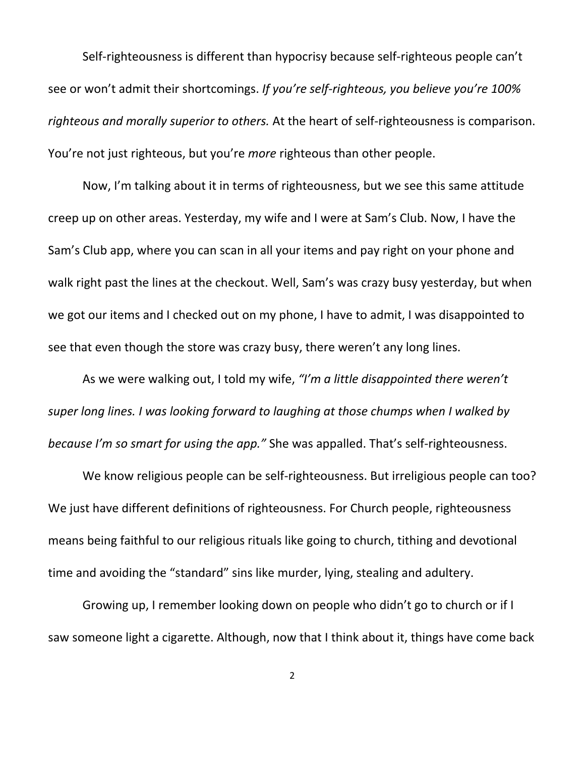Self-righteousness is different than hypocrisy because self-righteous people can't see or won't admit their shortcomings. *If you're self-righteous, you believe you're 100% righteous and morally superior to others.* At the heart of self-righteousness is comparison. You're not just righteous, but you're *more* righteous than other people.

Now, I'm talking about it in terms of righteousness, but we see this same attitude creep up on other areas. Yesterday, my wife and I were at Sam's Club. Now, I have the Sam's Club app, where you can scan in all your items and pay right on your phone and walk right past the lines at the checkout. Well, Sam's was crazy busy yesterday, but when we got our items and I checked out on my phone, I have to admit, I was disappointed to see that even though the store was crazy busy, there weren't any long lines.

As we were walking out, I told my wife, *"I'm a little disappointed there weren't super long lines. I was looking forward to laughing at those chumps when I walked by because I'm so smart for using the app."* She was appalled. That's self-righteousness.

We know religious people can be self-righteousness. But irreligious people can too? We just have different definitions of righteousness. For Church people, righteousness means being faithful to our religious rituals like going to church, tithing and devotional time and avoiding the "standard" sins like murder, lying, stealing and adultery.

Growing up, I remember looking down on people who didn't go to church or if I saw someone light a cigarette. Although, now that I think about it, things have come back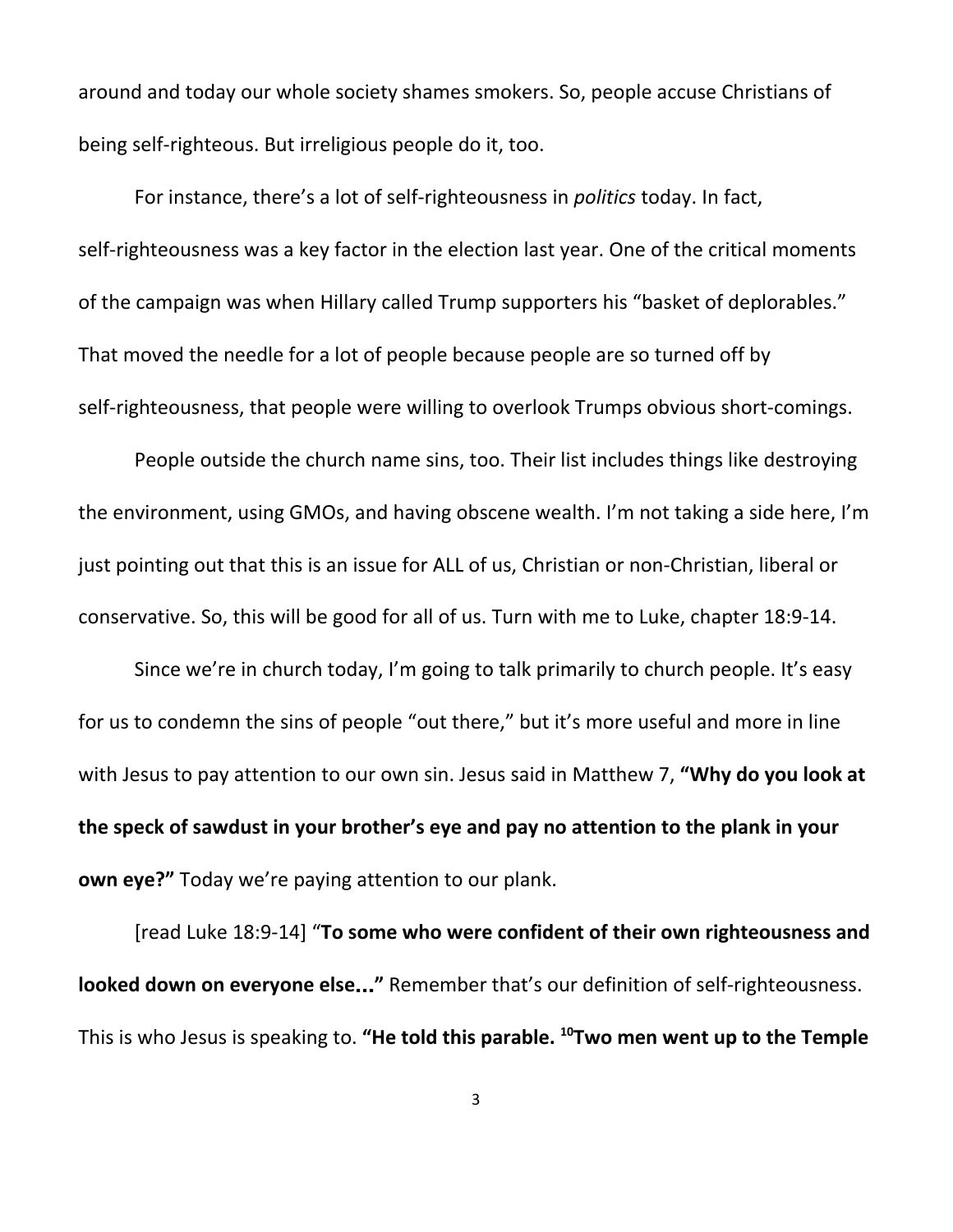around and today our whole society shames smokers. So, people accuse Christians of being self-righteous. But irreligious people do it, too.

For instance, there's a lot of self-righteousness in *politics* today. In fact, self-righteousness was a key factor in the election last year. One of the critical moments of the campaign was when Hillary called Trump supporters his "basket of deplorables." That moved the needle for a lot of people because people are so turned off by self-righteousness, that people were willing to overlook Trumps obvious short-comings.

People outside the church name sins, too. Their list includes things like destroying the environment, using GMOs, and having obscene wealth. I'm not taking a side here, I'm just pointing out that this is an issue for ALL of us, Christian or non-Christian, liberal or conservative. So, this will be good for all of us. Turn with me to Luke, chapter 18:9-14.

Since we're in church today, I'm going to talk primarily to church people. It's easy for us to condemn the sins of people "out there," but it's more useful and more in line with Jesus to pay attention to our own sin. Jesus said in Matthew 7, **"Why do you look at the speck of sawdust in your brother's eye and pay no attention to the plank in your own eye?"** Today we're paying attention to our plank.

[read Luke 18:9-14] "**To some who were confident of their own righteousness and looked down on everyone else..."** Remember that's our definition of self-righteousness. This is who Jesus is speaking to. **"He told this parable. [10]Two men went up to the Temple**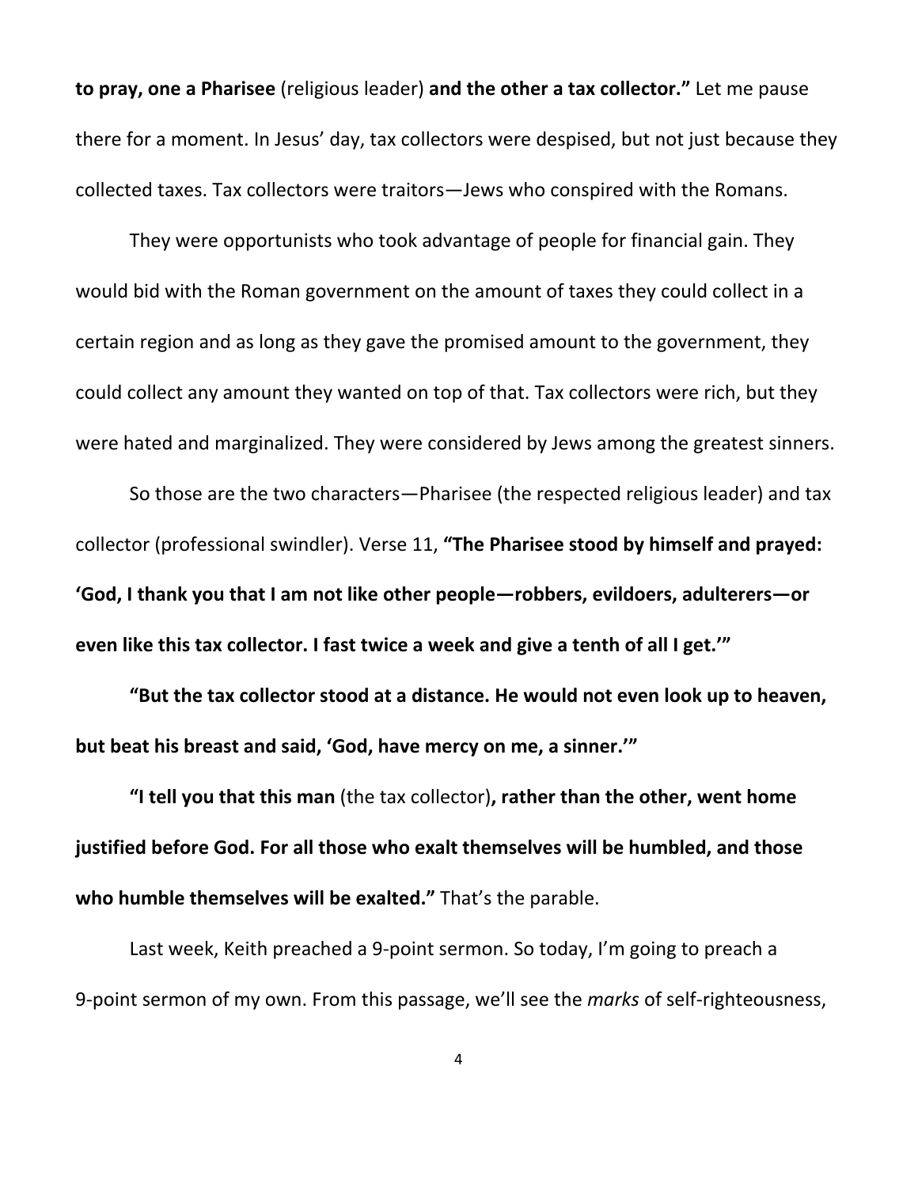**to pray, one a Pharisee** (religious leader) **and the other a tax collector."** Let me pause there for a moment. In Jesus' day, tax collectors were despised, but not just because they collected taxes. Tax collectors were traitors—Jews who conspired with the Romans.

They were opportunists who took advantage of people for financial gain. They would bid with the Roman government on the amount of taxes they could collect in a certain region and as long as they gave the promised amount to the government, they could collect any amount they wanted on top of that. Tax collectors were rich, but they were hated and marginalized. They were considered by Jews among the greatest sinners.

So those are the two characters—Pharisee (the respected religious leader) and tax collector (professional swindler). Verse 11, **"The Pharisee stood by himself and prayed: 'God, I thank you that I am not like other people—robbers, evildoers, adulterers—or even like this tax collector. I fast twice a week and give a tenth of all I get.'"**

**"But the tax collector stood at a distance. He would not even look up to heaven, but beat his breast and said, 'God, have mercy on me, a sinner.'"**

**"I tell you that this man** (the tax collector)**, rather than the other, went home justified before God. For all those who exalt themselves will be humbled, and those who humble themselves will be exalted."** That's the parable.

Last week, Keith preached a 9-point sermon. So today, I'm going to preach a 9-point sermon of my own. From this passage, we'll see the *marks* of self-righteousness,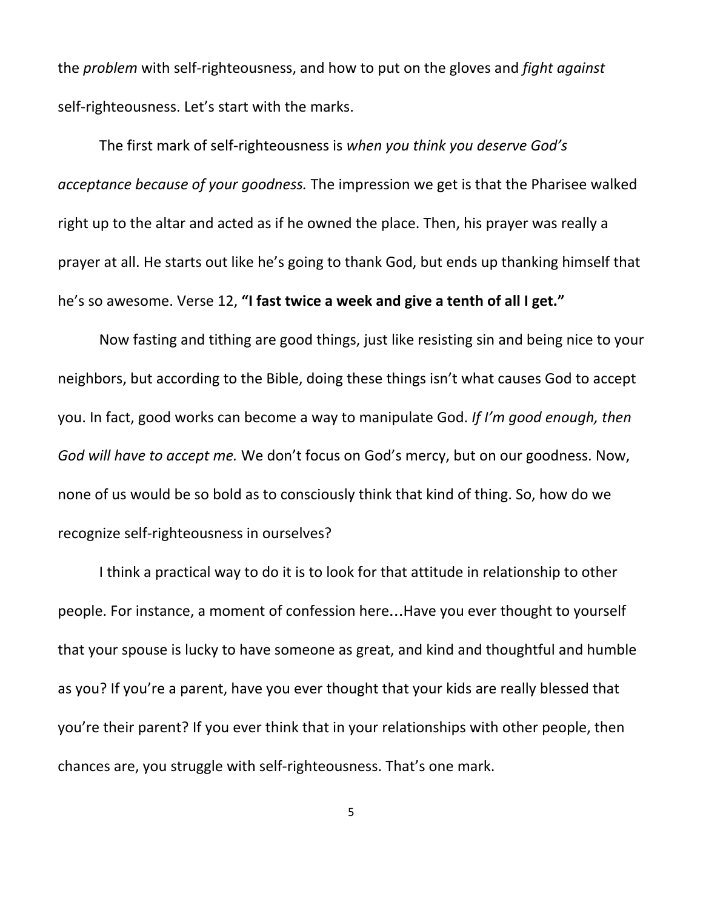the *problem* with self-righteousness, and how to put on the gloves and *fight against* self-righteousness. Let's start with the marks.

The first mark of self-righteousness is *when you think you deserve God's acceptance because of your goodness.* The impression we get is that the Pharisee walked right up to the altar and acted as if he owned the place. Then, his prayer was really a prayer at all. He starts out like he's going to thank God, but ends up thanking himself that he's so awesome. Verse 12, **"I fast twice a week and give a tenth of all I get."**

Now fasting and tithing are good things, just like resisting sin and being nice to your neighbors, but according to the Bible, doing these things isn't what causes God to accept you. In fact, good works can become a way to manipulate God. *If I'm good enough, then God will have to accept me.* We don't focus on God's mercy, but on our goodness. Now, none of us would be so bold as to consciously think that kind of thing. So, how do we recognize self-righteousness in ourselves?

I think a practical way to do it is to look for that attitude in relationship to other people. For instance, a moment of confession here…Have you ever thought to yourself that your spouse is lucky to have someone as great, and kind and thoughtful and humble as you? If you're a parent, have you ever thought that your kids are really blessed that you're their parent? If you ever think that in your relationships with other people, then chances are, you struggle with self-righteousness. That's one mark.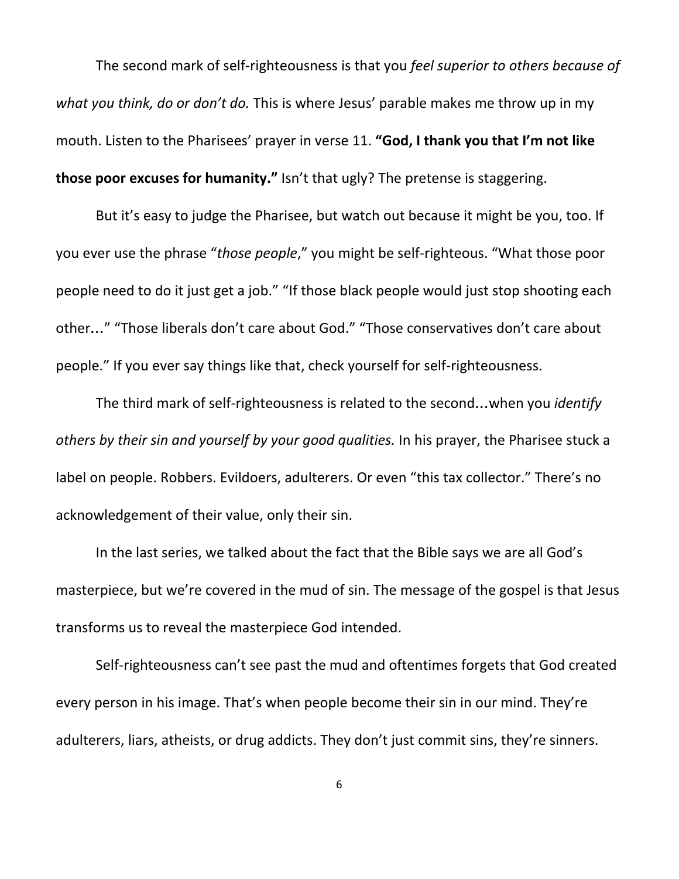The second mark of self-righteousness is that you *feel superior to others because of what you think, do or don't do.* This is where Jesus' parable makes me throw up in my mouth. Listen to the Pharisees' prayer in verse 11. **"God, I thank you that I'm not like those poor excuses for humanity."** Isn't that ugly? The pretense is staggering.

But it's easy to judge the Pharisee, but watch out because it might be you, too. If you ever use the phrase "*those people*," you might be self-righteous. "What those poor people need to do it just get a job." "If those black people would just stop shooting each other…" "Those liberals don't care about God." "Those conservatives don't care about people." If you ever say things like that, check yourself for self-righteousness.

The third mark of self-righteousness is related to the second…when you *identify others by their sin and yourself by your good qualities.* In his prayer, the Pharisee stuck a label on people. Robbers. Evildoers, adulterers. Or even "this tax collector." There's no acknowledgement of their value, only their sin.

In the last series, we talked about the fact that the Bible says we are all God's masterpiece, but we're covered in the mud of sin. The message of the gospel is that Jesus transforms us to reveal the masterpiece God intended.

Self-righteousness can't see past the mud and oftentimes forgets that God created every person in his image. That's when people become their sin in our mind. They're adulterers, liars, atheists, or drug addicts. They don't just commit sins, they're sinners.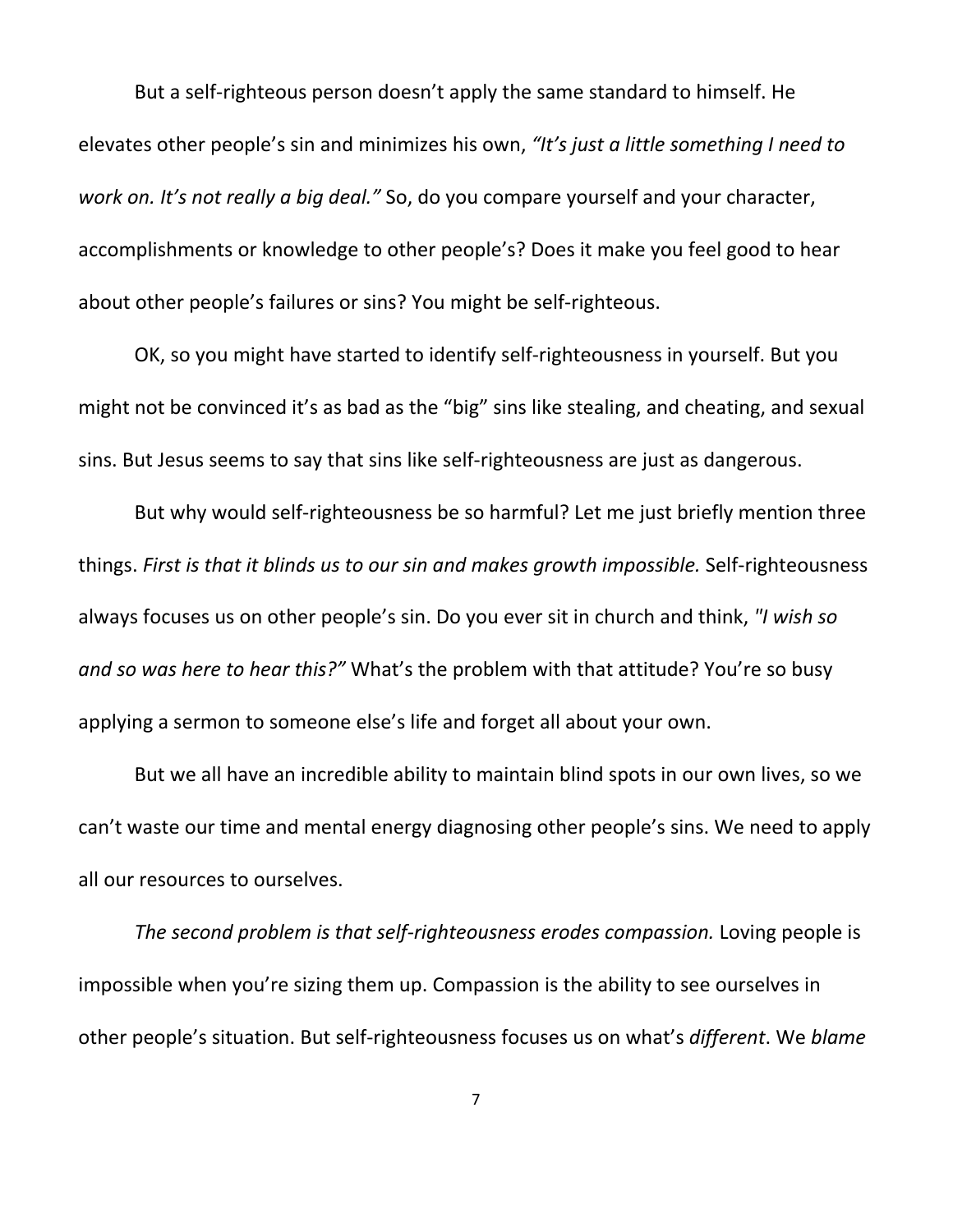But a self-righteous person doesn't apply the same standard to himself. He elevates other people's sin and minimizes his own, *"It's just a little something I need to work on. It's not really a big deal."* So, do you compare yourself and your character, accomplishments or knowledge to other people's? Does it make you feel good to hear about other people's failures or sins? You might be self-righteous.

OK, so you might have started to identify self-righteousness in yourself. But you might not be convinced it's as bad as the "big" sins like stealing, and cheating, and sexual sins. But Jesus seems to say that sins like self-righteousness are just as dangerous.

But why would self-righteousness be so harmful? Let me just briefly mention three things. *First is that it blinds us to our sin and makes growth impossible.* Self-righteousness always focuses us on other people's sin. Do you ever sit in church and think, *"I wish so and so was here to hear this?"* What's the problem with that attitude? You're so busy applying a sermon to someone else's life and forget all about your own.

But we all have an incredible ability to maintain blind spots in our own lives, so we can't waste our time and mental energy diagnosing other people's sins. We need to apply all our resources to ourselves.

*The second problem is that self-righteousness erodes compassion.* Loving people is impossible when you're sizing them up. Compassion is the ability to see ourselves in other people's situation. But self-righteousness focuses us on what's *different*. We *blame*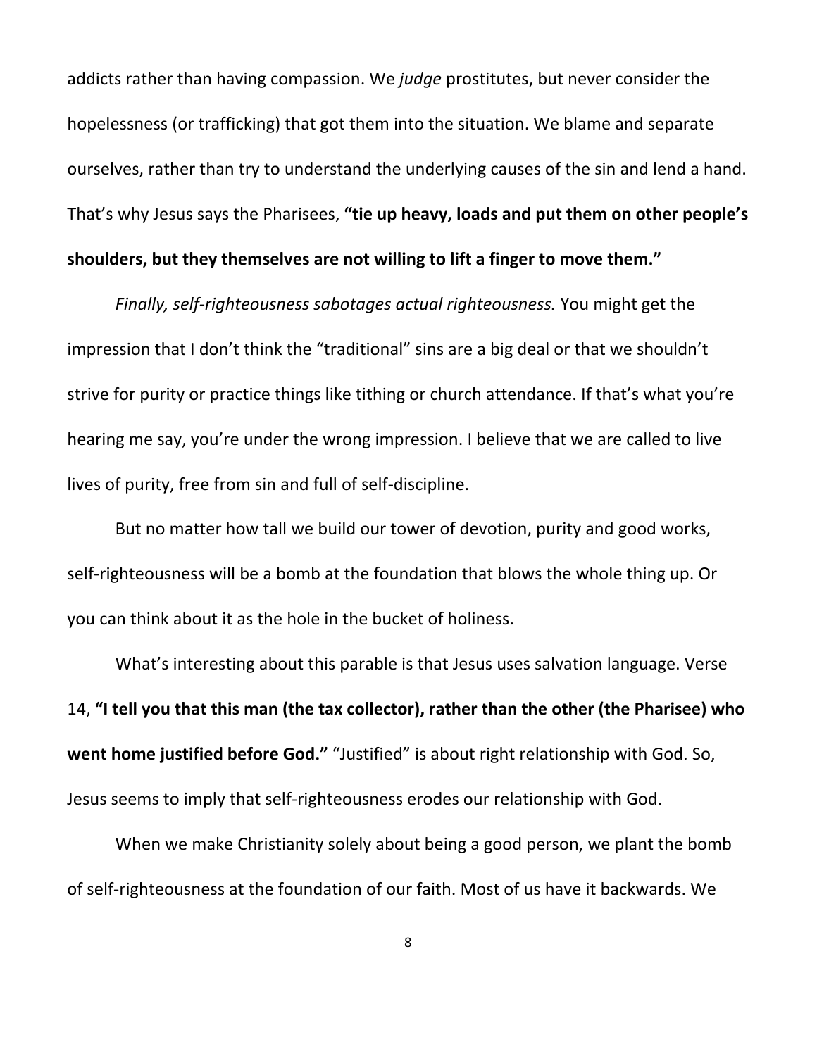addicts rather than having compassion. We *judge* prostitutes, but never consider the hopelessness (or trafficking) that got them into the situation. We blame and separate ourselves, rather than try to understand the underlying causes of the sin and lend a hand. That's why Jesus says the Pharisees, **"tie up heavy, loads and put them on other people's shoulders, but they themselves are not willing to lift a finger to move them."**

*Finally, self-righteousness sabotages actual righteousness.* You might get the impression that I don't think the "traditional" sins are a big deal or that we shouldn't strive for purity or practice things like tithing or church attendance. If that's what you're hearing me say, you're under the wrong impression. I believe that we are called to live lives of purity, free from sin and full of self-discipline.

But no matter how tall we build our tower of devotion, purity and good works, self-righteousness will be a bomb at the foundation that blows the whole thing up. Or you can think about it as the hole in the bucket of holiness.

What's interesting about this parable is that Jesus uses salvation language. Verse 14, **"I tell you that this man (the tax collector), rather than the other (the Pharisee) who went home justified before God."** "Justified" is about right relationship with God. So, Jesus seems to imply that self-righteousness erodes our relationship with God.

When we make Christianity solely about being a good person, we plant the bomb of self-righteousness at the foundation of our faith. Most of us have it backwards. We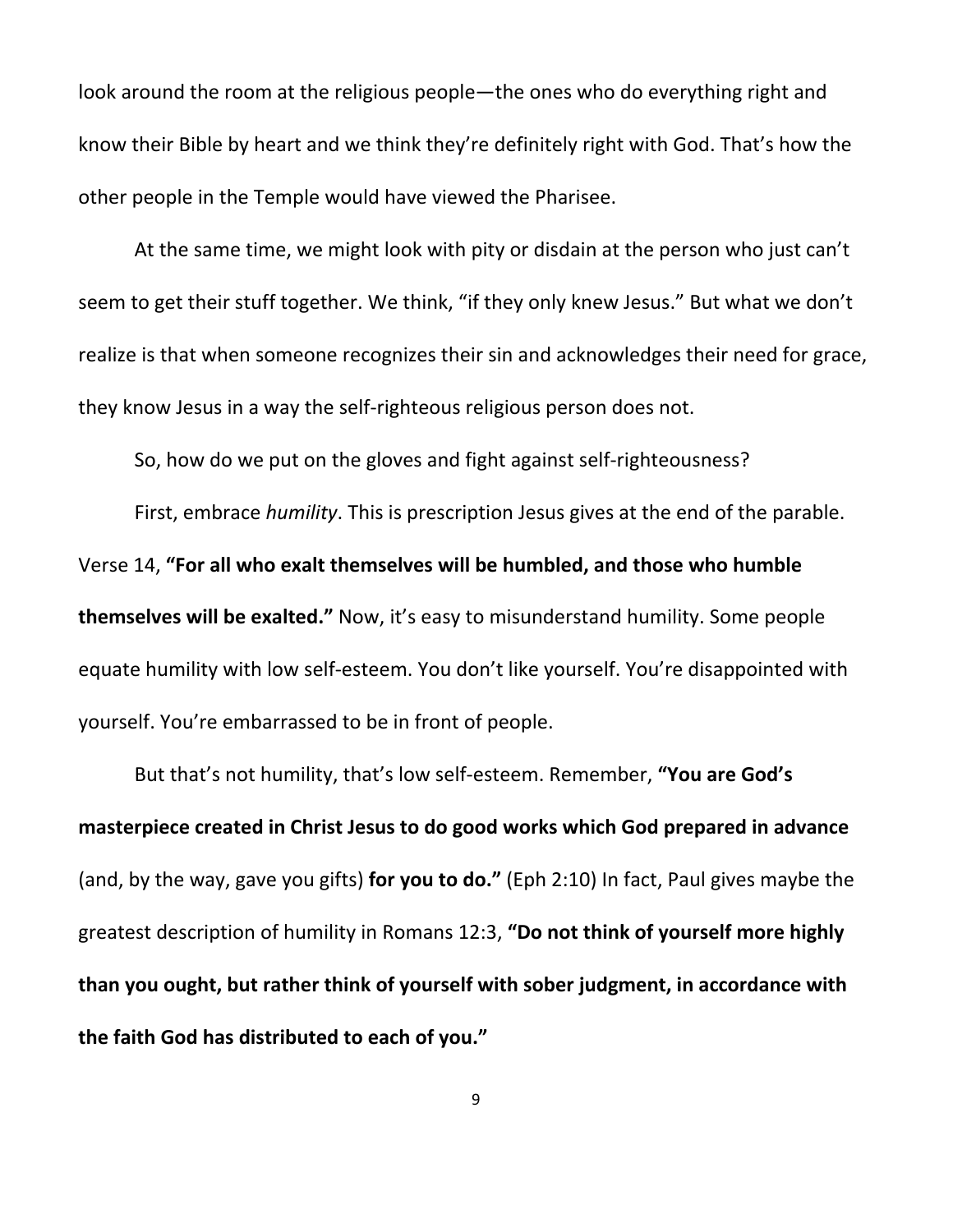look around the room at the religious people—the ones who do everything right and know their Bible by heart and we think they're definitely right with God. That's how the other people in the Temple would have viewed the Pharisee.

At the same time, we might look with pity or disdain at the person who just can't seem to get their stuff together. We think, "if they only knew Jesus." But what we don't realize is that when someone recognizes their sin and acknowledges their need for grace, they know Jesus in a way the self-righteous religious person does not.

So, how do we put on the gloves and fight against self-righteousness?

First, embrace *humility*. This is prescription Jesus gives at the end of the parable. Verse 14, **"For all who exalt themselves will be humbled, and those who humble themselves will be exalted."** Now, it's easy to misunderstand humility. Some people equate humility with low self-esteem. You don't like yourself. You're disappointed with yourself. You're embarrassed to be in front of people.

But that's not humility, that's low self-esteem. Remember, **"You are God's masterpiece created in Christ Jesus to do good works which God prepared in advance** (and, by the way, gave you gifts) **for you to do."** (Eph 2:10) In fact, Paul gives maybe the greatest description of humility in Romans 12:3, **"Do not think of yourself more highly than you ought, but rather think of yourself with sober judgment, in accordance with the faith God has distributed to each of you."**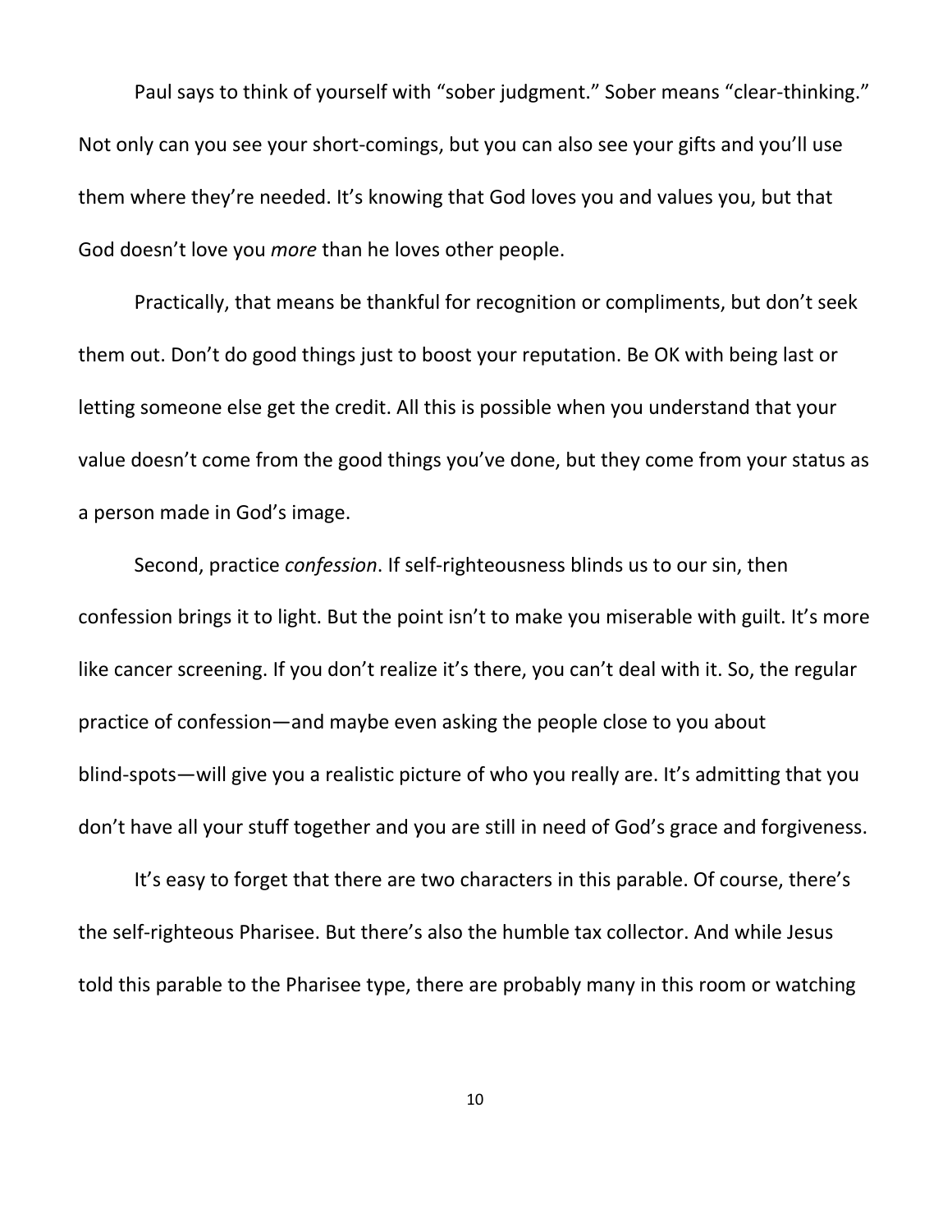Paul says to think of yourself with "sober judgment." Sober means "clear-thinking." Not only can you see your short-comings, but you can also see your gifts and you'll use them where they're needed. It's knowing that God loves you and values you, but that God doesn't love you *more* than he loves other people.

Practically, that means be thankful for recognition or compliments, but don't seek them out. Don't do good things just to boost your reputation. Be OK with being last or letting someone else get the credit. All this is possible when you understand that your value doesn't come from the good things you've done, but they come from your status as a person made in God's image.

Second, practice *confession*. If self-righteousness blinds us to our sin, then confession brings it to light. But the point isn't to make you miserable with guilt. It's more like cancer screening. If you don't realize it's there, you can't deal with it. So, the regular practice of confession—and maybe even asking the people close to you about blind-spots—will give you a realistic picture of who you really are. It's admitting that you don't have all your stuff together and you are still in need of God's grace and forgiveness.

It's easy to forget that there are two characters in this parable. Of course, there's the self-righteous Pharisee. But there's also the humble tax collector. And while Jesus told this parable to the Pharisee type, there are probably many in this room or watching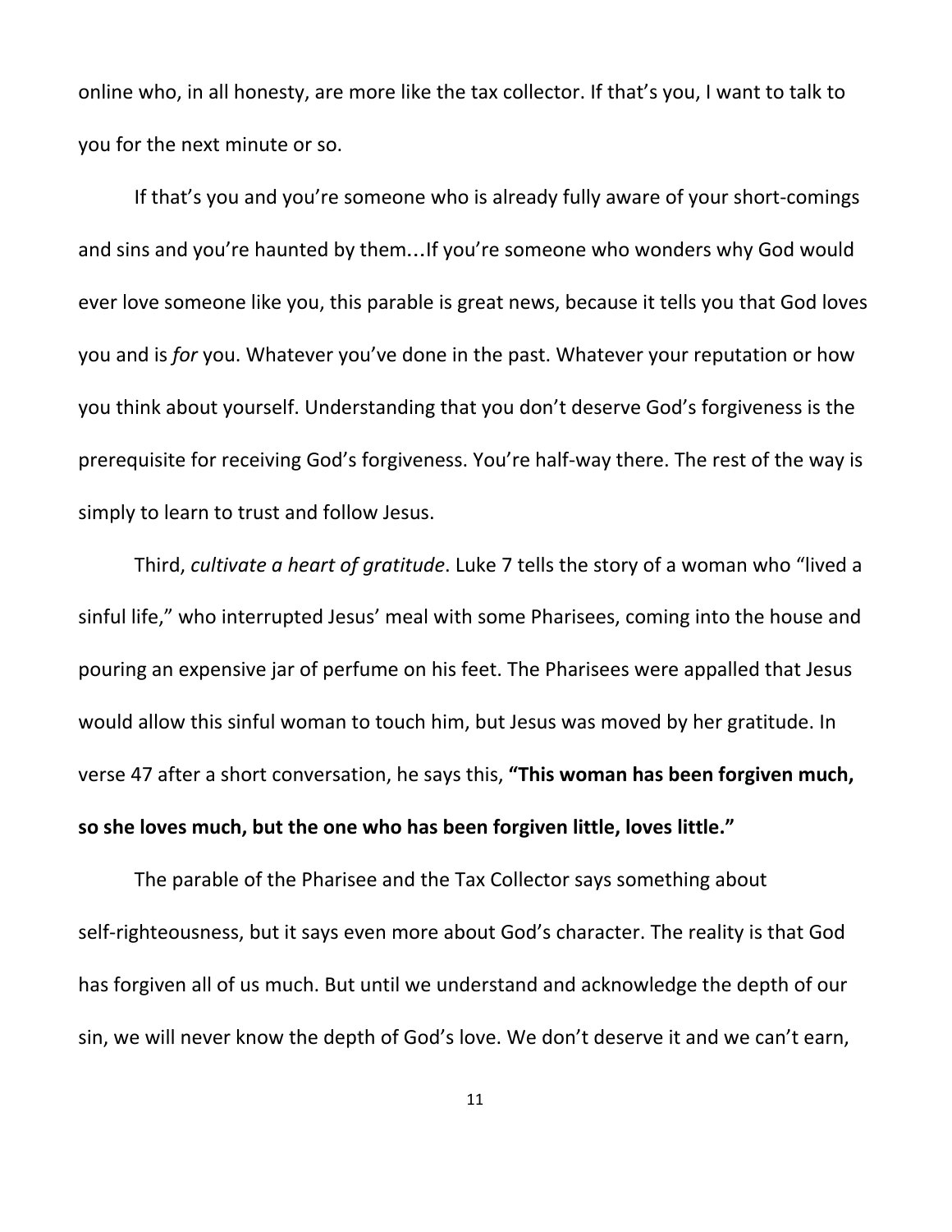online who, in all honesty, are more like the tax collector. If that's you, I want to talk to you for the next minute or so.

If that's you and you're someone who is already fully aware of your short-comings and sins and you're haunted by them…If you're someone who wonders why God would ever love someone like you, this parable is great news, because it tells you that God loves you and is *for* you. Whatever you've done in the past. Whatever your reputation or how you think about yourself. Understanding that you don't deserve God's forgiveness is the prerequisite for receiving God's forgiveness. You're half-way there. The rest of the way is simply to learn to trust and follow Jesus.

Third, *cultivate a heart of gratitude*. Luke 7 tells the story of a woman who "lived a sinful life," who interrupted Jesus' meal with some Pharisees, coming into the house and pouring an expensive jar of perfume on his feet. The Pharisees were appalled that Jesus would allow this sinful woman to touch him, but Jesus was moved by her gratitude. In verse 47 after a short conversation, he says this, **"This woman has been forgiven much, so she loves much, but the one who has been forgiven little, loves little."**

The parable of the Pharisee and the Tax Collector says something about self-righteousness, but it says even more about God's character. The reality is that God has forgiven all of us much. But until we understand and acknowledge the depth of our sin, we will never know the depth of God's love. We don't deserve it and we can't earn,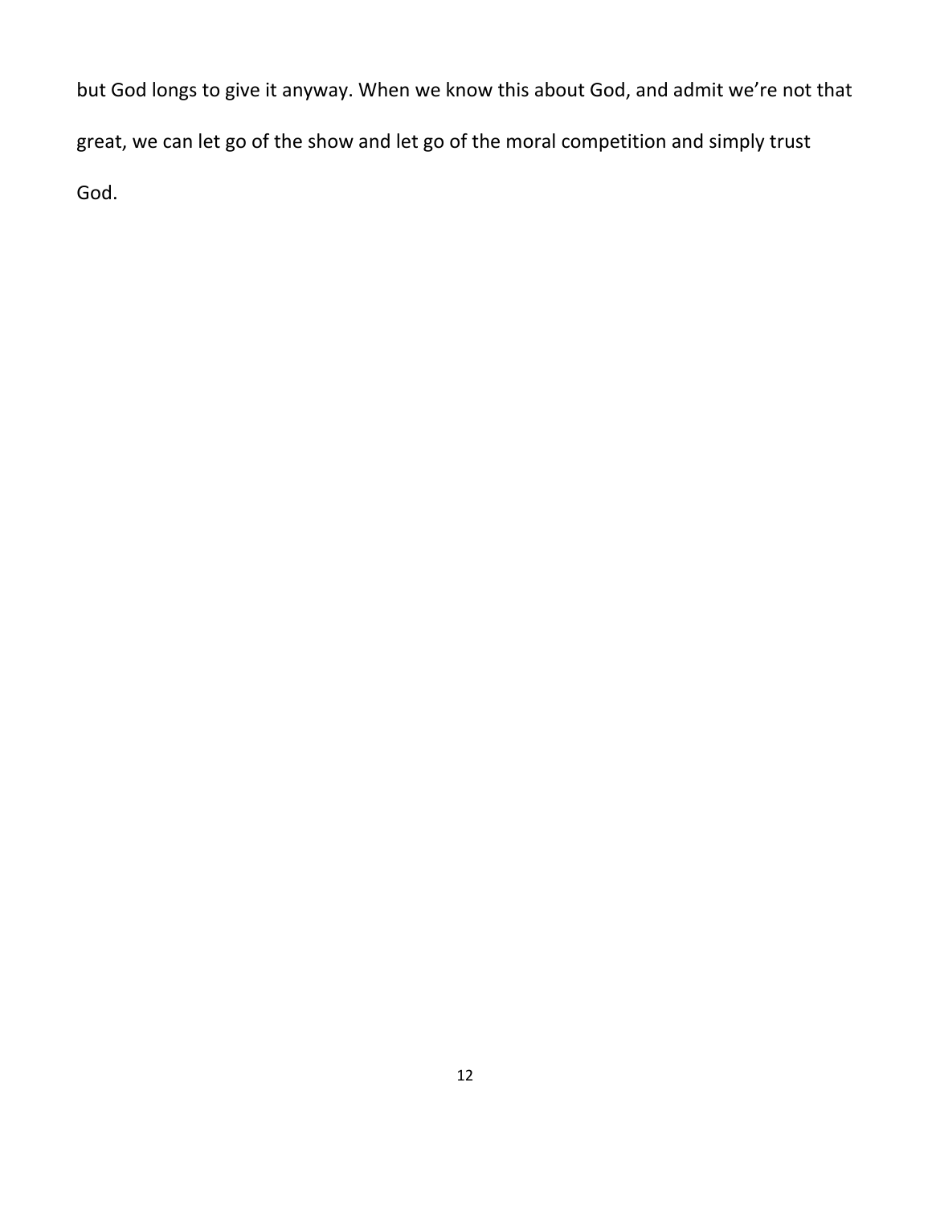but God longs to give it anyway. When we know this about God, and admit we're not that great, we can let go of the show and let go of the moral competition and simply trust God.